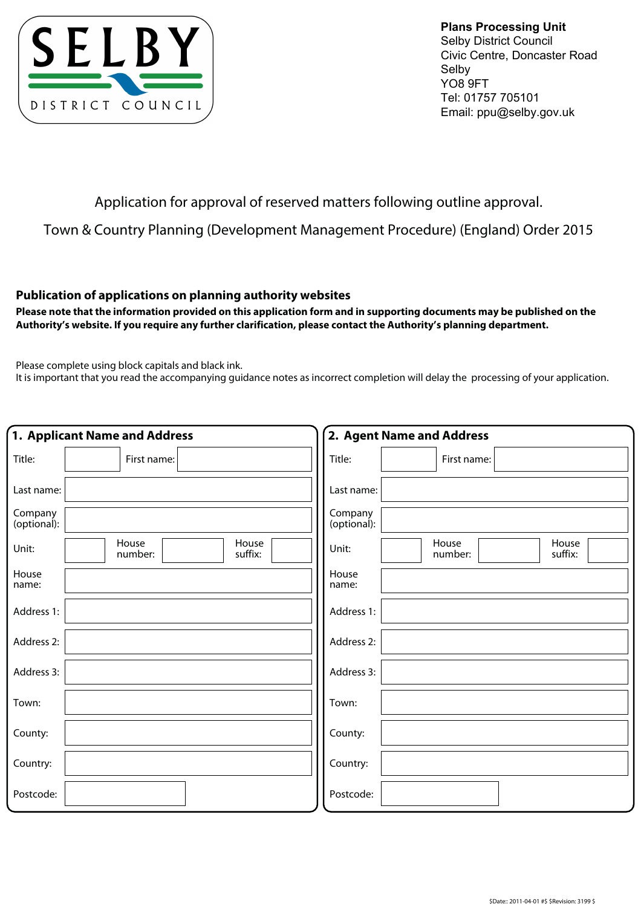SELBY DISTRICT COUNCIL

**Plans Processing Unit**
Selby District Council
Civic Centre, Doncaster Road
Selby
YO8 9FT
Tel: 01757 705101
Email: ppu@selby.gov.uk

# Application for approval of reserved matters following outline approval.

## Town & Country Planning (Development Management Procedure) (England) Order 2015

### Publication of applications on planning authority websites

**Please note that the information provided on this application form and in supporting documents may be published on the Authority's website. If you require any further clarification, please contact the Authority's planning department.**

Please complete using block capitals and black ink.
It is important that you read the accompanying guidance notes as incorrect completion will delay the processing of your application.

### 1. Applicant Name and Address

| Field | | | |
|---|---|---|---|
| Title: | | First name: | |
| Last name: | | | |
| Company (optional): | | | |
| Unit: | | House number: | House suffix: |
| House name: | | | |
| Address 1: | | | |
| Address 2: | | | |
| Address 3: | | | |
| Town: | | | |
| County: | | | |
| Country: | | | |
| Postcode: | | | |

### 2. Agent Name and Address

| Field | | | |
|---|---|---|---|
| Title: | | First name: | |
| Last name: | | | |
| Company (optional): | | | |
| Unit: | | House number: | House suffix: |
| House name: | | | |
| Address 1: | | | |
| Address 2: | | | |
| Address 3: | | | |
| Town: | | | |
| County: | | | |
| Country: | | | |
| Postcode: | | | |

$Date:: 2011-04-01 #$ $Revision: 3199 $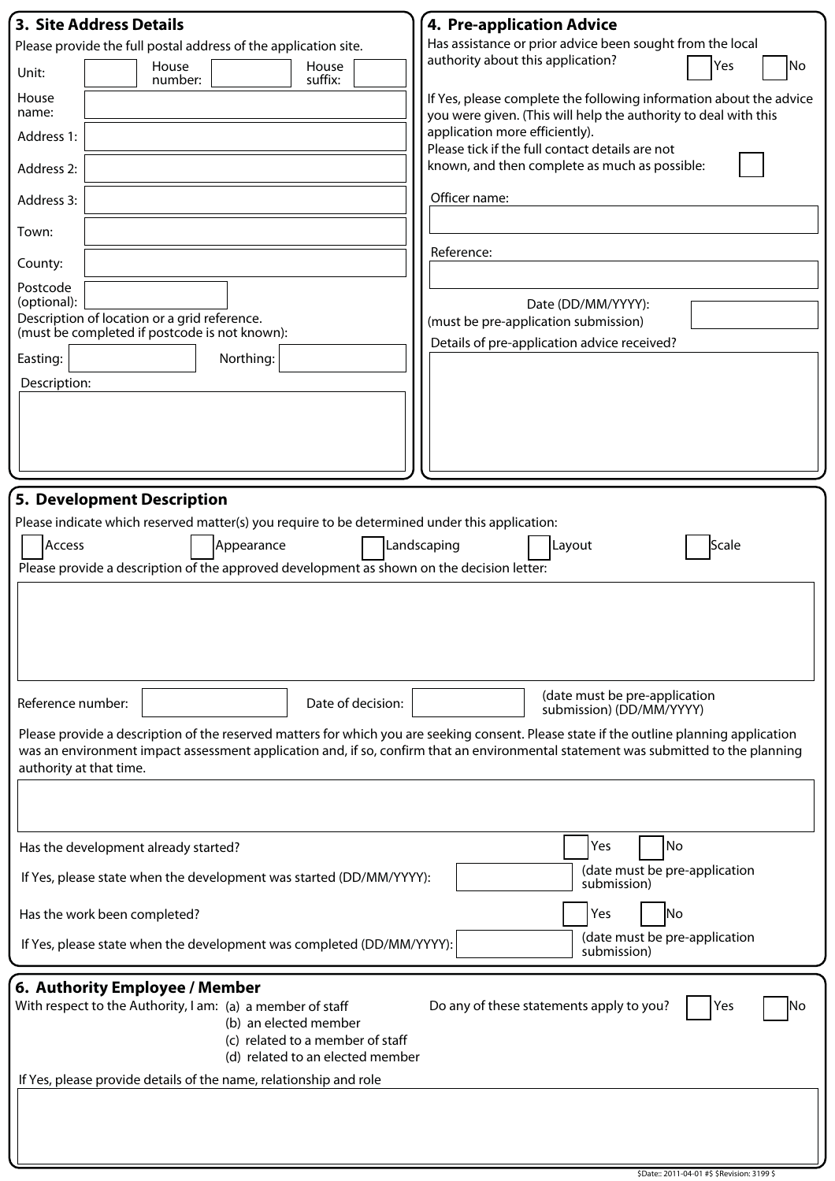## 3. Site Address Details

Please provide the full postal address of the application site.

Unit: House number: House suffix:

House name:

Address 1:

Address 2:

Address 3:

Town:

County:

Postcode (optional):

Description of location or a grid reference.
(must be completed if postcode is not known):

Easting: Northing:

Description:

## 4. Pre-application Advice

Has assistance or prior advice been sought from the local authority about this application? Yes No

If Yes, please complete the following information about the advice you were given. (This will help the authority to deal with this application more efficiently).

Please tick if the full contact details are not known, and then complete as much as possible:

Officer name:

Reference:

Date (DD/MM/YYYY):
(must be pre-application submission)

Details of pre-application advice received?

## 5. Development Description

Please indicate which reserved matter(s) you require to be determined under this application:

Access Appearance Landscaping Layout Scale

Please provide a description of the approved development as shown on the decision letter:

Reference number: Date of decision: (date must be pre-application submission) (DD/MM/YYYY)

Please provide a description of the reserved matters for which you are seeking consent. Please state if the outline planning application was an environment impact assessment application and, if so, confirm that an environmental statement was submitted to the planning authority at that time.

Has the development already started? Yes No

If Yes, please state when the development was started (DD/MM/YYYY): (date must be pre-application submission)

Has the work been completed? Yes No

If Yes, please state when the development was completed (DD/MM/YYYY): (date must be pre-application submission)

## 6. Authority Employee / Member

With respect to the Authority, I am: (a) a member of staff
(b) an elected member
(c) related to a member of staff
(d) related to an elected member

Do any of these statements apply to you? Yes No

If Yes, please provide details of the name, relationship and role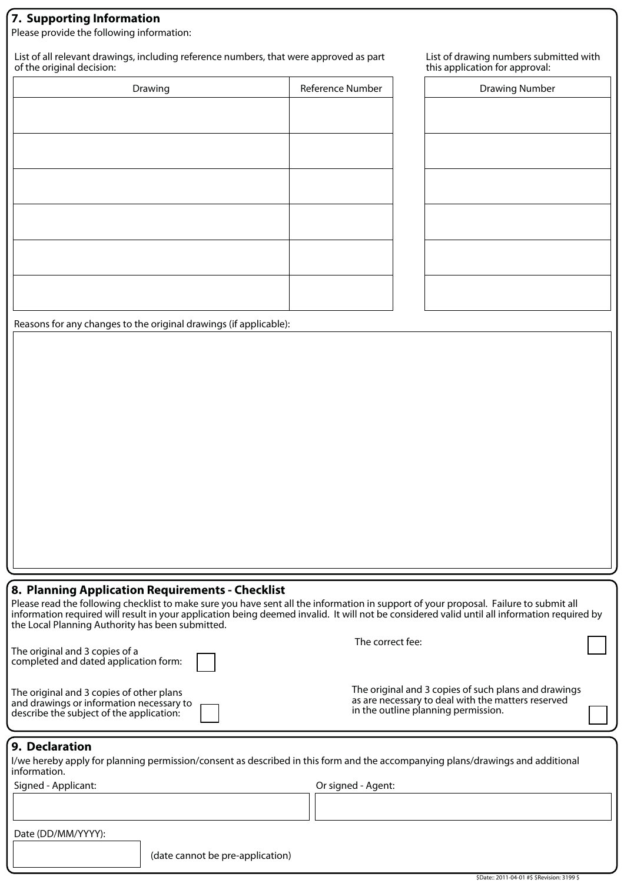## 7. Supporting Information

Please provide the following information:

List of all relevant drawings, including reference numbers, that were approved as part of the original decision:

| Drawing | Reference Number |
|---|---|
| | |
| | |
| | |
| | |
| | |
| | |

List of drawing numbers submitted with this application for approval:

| Drawing Number |
|---|
| |
| |
| |
| |
| |
| |

Reasons for any changes to the original drawings (if applicable):

## 8. Planning Application Requirements - Checklist

Please read the following checklist to make sure you have sent all the information in support of your proposal. Failure to submit all information required will result in your application being deemed invalid. It will not be considered valid until all information required by the Local Planning Authority has been submitted.

The original and 3 copies of a completed and dated application form: ☐

The correct fee: ☐

The original and 3 copies of other plans and drawings or information necessary to describe the subject of the application: ☐

The original and 3 copies of such plans and drawings as are necessary to deal with the matters reserved in the outline planning permission. ☐

## 9. Declaration

I/we hereby apply for planning permission/consent as described in this form and the accompanying plans/drawings and additional information.

Signed - Applicant:

Or signed - Agent:

Date (DD/MM/YYYY):

(date cannot be pre-application)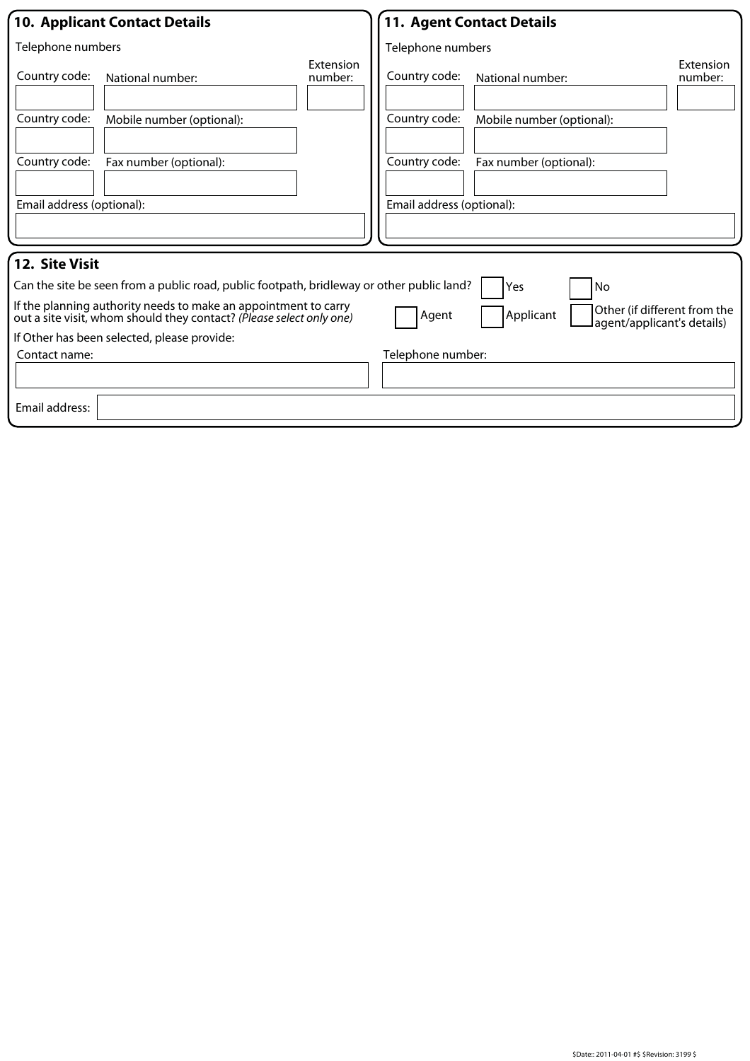## 10. Applicant Contact Details

Telephone numbers

Country code: National number: Extension number:

Country code: Mobile number (optional):

Country code: Fax number (optional):

Email address (optional):

## 11. Agent Contact Details

Telephone numbers

Country code: National number: Extension number:

Country code: Mobile number (optional):

Country code: Fax number (optional):

Email address (optional):

## 12. Site Visit

Can the site be seen from a public road, public footpath, bridleway or other public land? ☐ Yes ☐ No

If the planning authority needs to make an appointment to carry out a site visit, whom should they contact? *(Please select only one)* ☐ Agent ☐ Applicant ☐ Other (if different from the agent/applicant's details)

If Other has been selected, please provide:

Contact name:

Telephone number:

Email address:

$Date:: 2011-04-01 #$ $Revision: 3199 $